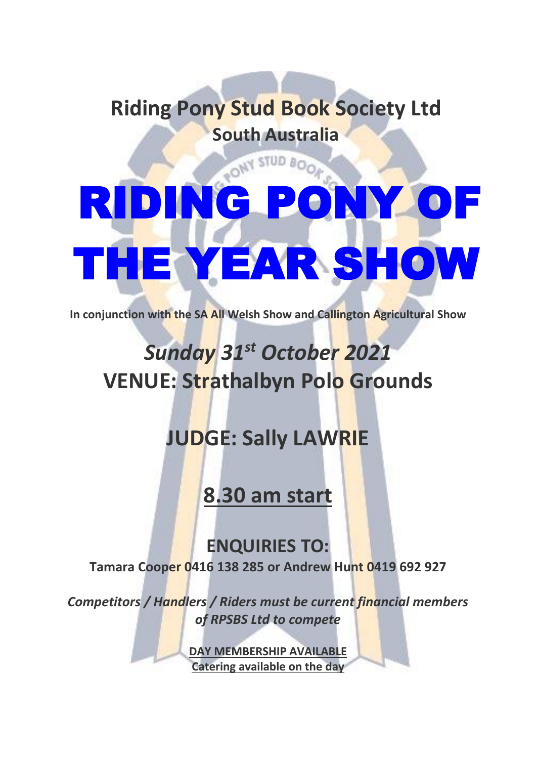## Riding Pony Stud Book Society Ltd

### South Australia

# RIDING PONY OF THE YEAR SHOW

**In conjunction with the SA All Welsh Show and Callington Agricultural Show**

## *Sunday 31st October 2021*

## VENUE: Strathalbyn Polo Grounds

## JUDGE: Sally LAWRIE

## 8.30 am start

### ENQUIRIES TO:

**Tamara Cooper 0416 138 285 or Andrew Hunt 0419 692 927**

***Competitors / Handlers / Riders must be current financial members of RPSBS Ltd to compete***

**DAY MEMBERSHIP AVAILABLE**

**Catering available on the day**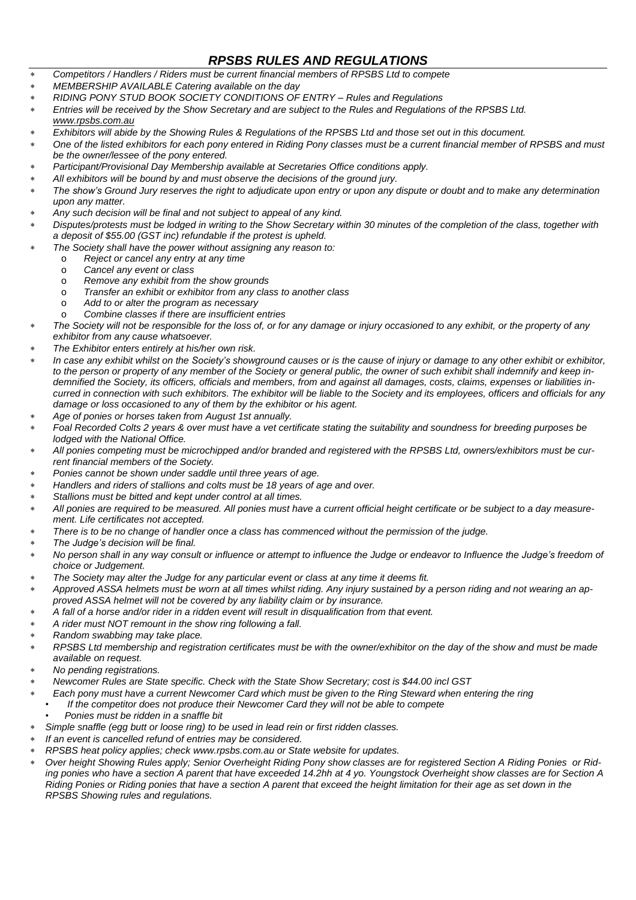# *RPSBS RULES AND REGULATIONS*

- *Competitors / Handlers / Riders must be current financial members of RPSBS Ltd to compete*
- *MEMBERSHIP AVAILABLE Catering available on the day*
- *RIDING PONY STUD BOOK SOCIETY CONDITIONS OF ENTRY – Rules and Regulations*
- *Entries will be received by the Show Secretary and are subject to the Rules and Regulations of the RPSBS Ltd. www.rpsbs.com.au*
- *Exhibitors will abide by the Showing Rules & Regulations of the RPSBS Ltd and those set out in this document.*
- *One of the listed exhibitors for each pony entered in Riding Pony classes must be a current financial member of RPSBS and must be the owner/lessee of the pony entered.*
- *Participant/Provisional Day Membership available at Secretaries Office conditions apply.*
- *All exhibitors will be bound by and must observe the decisions of the ground jury.*
- *The show's Ground Jury reserves the right to adjudicate upon entry or upon any dispute or doubt and to make any determination upon any matter.*
- *Any such decision will be final and not subject to appeal of any kind.*
- *Disputes/protests must be lodged in writing to the Show Secretary within 30 minutes of the completion of the class, together with a deposit of $55.00 (GST inc) refundable if the protest is upheld.*
- *The Society shall have the power without assigning any reason to:*
  - *Reject or cancel any entry at any time*
  - *Cancel any event or class*
  - *Remove any exhibit from the show grounds*
  - *Transfer an exhibit or exhibitor from any class to another class*
  - *Add to or alter the program as necessary*
  - *Combine classes if there are insufficient entries*
- *The Society will not be responsible for the loss of, or for any damage or injury occasioned to any exhibit, or the property of any exhibitor from any cause whatsoever.*
- *The Exhibitor enters entirely at his/her own risk.*
- *In case any exhibit whilst on the Society's showground causes or is the cause of injury or damage to any other exhibit or exhibitor, to the person or property of any member of the Society or general public, the owner of such exhibit shall indemnify and keep indemnified the Society, its officers, officials and members, from and against all damages, costs, claims, expenses or liabilities incurred in connection with such exhibitors. The exhibitor will be liable to the Society and its employees, officers and officials for any damage or loss occasioned to any of them by the exhibitor or his agent.*
- *Age of ponies or horses taken from August 1st annually.*
- *Foal Recorded Colts 2 years & over must have a vet certificate stating the suitability and soundness for breeding purposes be lodged with the National Office.*
- *All ponies competing must be microchipped and/or branded and registered with the RPSBS Ltd, owners/exhibitors must be current financial members of the Society.*
- *Ponies cannot be shown under saddle until three years of age.*
- *Handlers and riders of stallions and colts must be 18 years of age and over.*
- *Stallions must be bitted and kept under control at all times.*
- *All ponies are required to be measured. All ponies must have a current official height certificate or be subject to a day measurement. Life certificates not accepted.*
- *There is to be no change of handler once a class has commenced without the permission of the judge.*
- *The Judge's decision will be final.*
- *No person shall in any way consult or influence or attempt to influence the Judge or endeavor to Influence the Judge's freedom of choice or Judgement.*
- *The Society may alter the Judge for any particular event or class at any time it deems fit.*
- *Approved ASSA helmets must be worn at all times whilst riding. Any injury sustained by a person riding and not wearing an approved ASSA helmet will not be covered by any liability claim or by insurance.*
- *A fall of a horse and/or rider in a ridden event will result in disqualification from that event.*
- *A rider must NOT remount in the show ring following a fall.*
- *Random swabbing may take place.*
- *RPSBS Ltd membership and registration certificates must be with the owner/exhibitor on the day of the show and must be made available on request.*
- *No pending registrations.*
- *Newcomer Rules are State specific. Check with the State Show Secretary; cost is $44.00 incl GST*
- *Each pony must have a current Newcomer Card which must be given to the Ring Steward when entering the ring*
  - *If the competitor does not produce their Newcomer Card they will not be able to compete*
  - *Ponies must be ridden in a snaffle bit*
- *Simple snaffle (egg butt or loose ring) to be used in lead rein or first ridden classes.*
- *If an event is cancelled refund of entries may be considered.*
- *RPSBS heat policy applies; check www.rpsbs.com.au or State website for updates.*
- *Over height Showing Rules apply; Senior Overheight Riding Pony show classes are for registered Section A Riding Ponies or Riding ponies who have a section A parent that have exceeded 14.2hh at 4 yo. Youngstock Overheight show classes are for Section A Riding Ponies or Riding ponies that have a section A parent that exceed the height limitation for their age as set down in the RPSBS Showing rules and regulations.*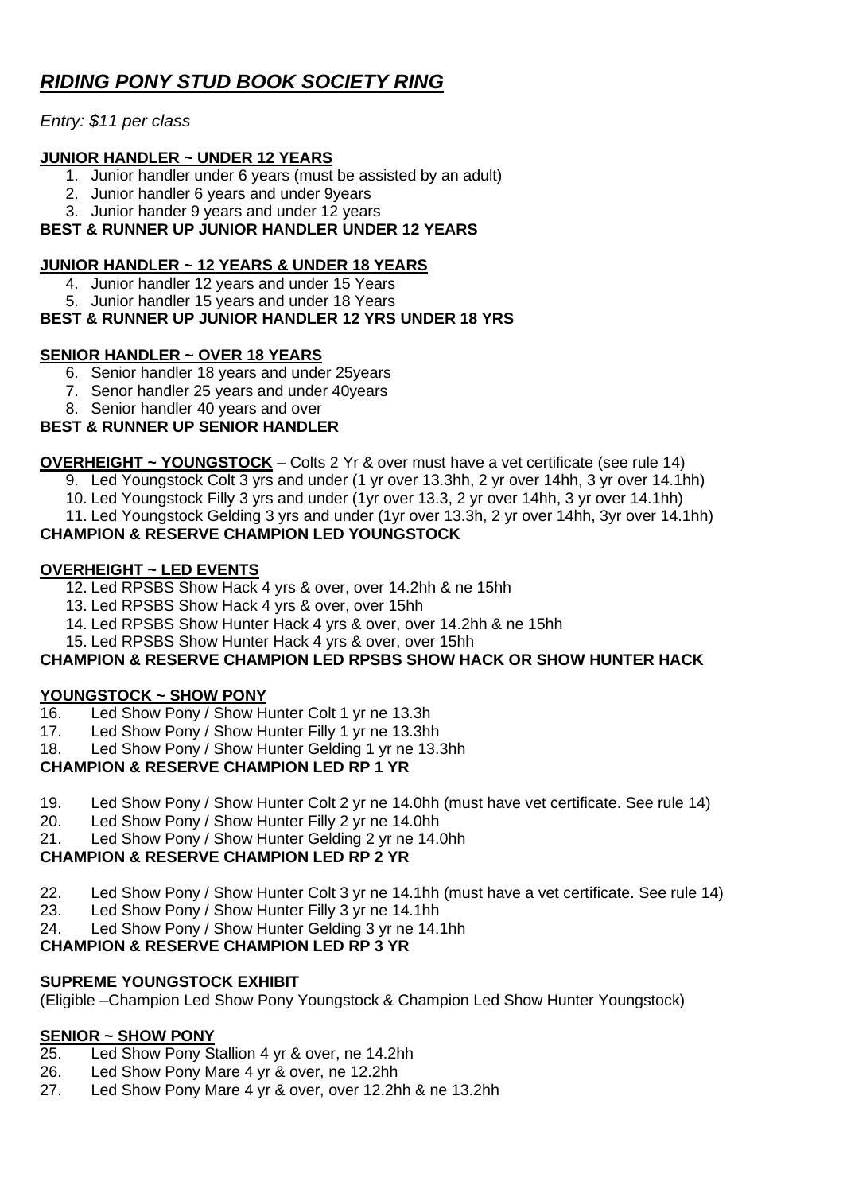# *RIDING PONY STUD BOOK SOCIETY RING*

*Entry: $11 per class*

**JUNIOR HANDLER ~ UNDER 12 YEARS**

1. Junior handler under 6 years (must be assisted by an adult)
2. Junior handler 6 years and under 9years
3. Junior hander 9 years and under 12 years

**BEST & RUNNER UP JUNIOR HANDLER UNDER 12 YEARS**

**JUNIOR HANDLER ~ 12 YEARS & UNDER 18 YEARS**

4. Junior handler 12 years and under 15 Years
5. Junior handler 15 years and under 18 Years

**BEST & RUNNER UP JUNIOR HANDLER 12 YRS UNDER 18 YRS**

**SENIOR HANDLER ~ OVER 18 YEARS**

6. Senior handler 18 years and under 25years
7. Senor handler 25 years and under 40years
8. Senior handler 40 years and over

**BEST & RUNNER UP SENIOR HANDLER**

**OVERHEIGHT ~ YOUNGSTOCK** – Colts 2 Yr & over must have a vet certificate (see rule 14)

9. Led Youngstock Colt 3 yrs and under (1 yr over 13.3hh, 2 yr over 14hh, 3 yr over 14.1hh)
10. Led Youngstock Filly 3 yrs and under (1yr over 13.3, 2 yr over 14hh, 3 yr over 14.1hh)
11. Led Youngstock Gelding 3 yrs and under (1yr over 13.3h, 2 yr over 14hh, 3yr over 14.1hh)

**CHAMPION & RESERVE CHAMPION LED YOUNGSTOCK**

**OVERHEIGHT ~ LED EVENTS**

12. Led RPSBS Show Hack 4 yrs & over, over 14.2hh & ne 15hh
13. Led RPSBS Show Hack 4 yrs & over, over 15hh
14. Led RPSBS Show Hunter Hack 4 yrs & over, over 14.2hh & ne 15hh
15. Led RPSBS Show Hunter Hack 4 yrs & over, over 15hh

**CHAMPION & RESERVE CHAMPION LED RPSBS SHOW HACK OR SHOW HUNTER HACK**

**YOUNGSTOCK ~ SHOW PONY**

16. Led Show Pony / Show Hunter Colt 1 yr ne 13.3h
17. Led Show Pony / Show Hunter Filly 1 yr ne 13.3hh
18. Led Show Pony / Show Hunter Gelding 1 yr ne 13.3hh

**CHAMPION & RESERVE CHAMPION LED RP 1 YR**

19. Led Show Pony / Show Hunter Colt 2 yr ne 14.0hh (must have vet certificate. See rule 14)
20. Led Show Pony / Show Hunter Filly 2 yr ne 14.0hh
21. Led Show Pony / Show Hunter Gelding 2 yr ne 14.0hh

**CHAMPION & RESERVE CHAMPION LED RP 2 YR**

22. Led Show Pony / Show Hunter Colt 3 yr ne 14.1hh (must have a vet certificate. See rule 14)
23. Led Show Pony / Show Hunter Filly 3 yr ne 14.1hh
24. Led Show Pony / Show Hunter Gelding 3 yr ne 14.1hh

**CHAMPION & RESERVE CHAMPION LED RP 3 YR**

**SUPREME YOUNGSTOCK EXHIBIT**

(Eligible –Champion Led Show Pony Youngstock & Champion Led Show Hunter Youngstock)

**SENIOR ~ SHOW PONY**

25. Led Show Pony Stallion 4 yr & over, ne 14.2hh
26. Led Show Pony Mare 4 yr & over, ne 12.2hh
27. Led Show Pony Mare 4 yr & over, over 12.2hh & ne 13.2hh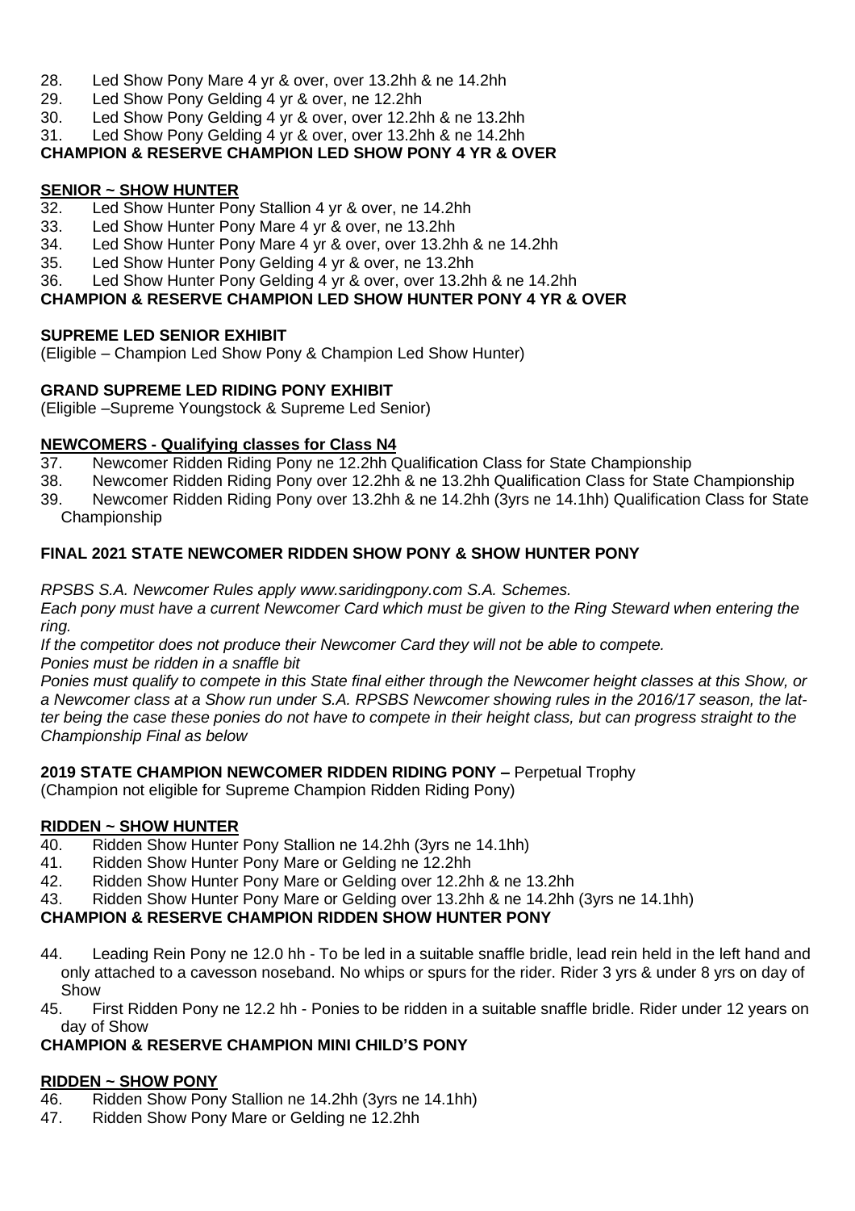28. Led Show Pony Mare 4 yr & over, over 13.2hh & ne 14.2hh
29. Led Show Pony Gelding 4 yr & over, ne 12.2hh
30. Led Show Pony Gelding 4 yr & over, over 12.2hh & ne 13.2hh
31. Led Show Pony Gelding 4 yr & over, over 13.2hh & ne 14.2hh

**CHAMPION & RESERVE CHAMPION LED SHOW PONY 4 YR & OVER**

**SENIOR ~ SHOW HUNTER**

32. Led Show Hunter Pony Stallion 4 yr & over, ne 14.2hh
33. Led Show Hunter Pony Mare 4 yr & over, ne 13.2hh
34. Led Show Hunter Pony Mare 4 yr & over, over 13.2hh & ne 14.2hh
35. Led Show Hunter Pony Gelding 4 yr & over, ne 13.2hh
36. Led Show Hunter Pony Gelding 4 yr & over, over 13.2hh & ne 14.2hh

**CHAMPION & RESERVE CHAMPION LED SHOW HUNTER PONY 4 YR & OVER**

**SUPREME LED SENIOR EXHIBIT**

(Eligible – Champion Led Show Pony & Champion Led Show Hunter)

**GRAND SUPREME LED RIDING PONY EXHIBIT**

(Eligible –Supreme Youngstock & Supreme Led Senior)

**NEWCOMERS - Qualifying classes for Class N4**

37. Newcomer Ridden Riding Pony ne 12.2hh Qualification Class for State Championship
38. Newcomer Ridden Riding Pony over 12.2hh & ne 13.2hh Qualification Class for State Championship
39. Newcomer Ridden Riding Pony over 13.2hh & ne 14.2hh (3yrs ne 14.1hh) Qualification Class for State Championship

**FINAL 2021 STATE NEWCOMER RIDDEN SHOW PONY & SHOW HUNTER PONY**

*RPSBS S.A. Newcomer Rules apply www.saridingpony.com S.A. Schemes.*

*Each pony must have a current Newcomer Card which must be given to the Ring Steward when entering the ring.*

*If the competitor does not produce their Newcomer Card they will not be able to compete.*

*Ponies must be ridden in a snaffle bit*

*Ponies must qualify to compete in this State final either through the Newcomer height classes at this Show, or a Newcomer class at a Show run under S.A. RPSBS Newcomer showing rules in the 2016/17 season, the latter being the case these ponies do not have to compete in their height class, but can progress straight to the Championship Final as below*

**2019 STATE CHAMPION NEWCOMER RIDDEN RIDING PONY –** Perpetual Trophy

(Champion not eligible for Supreme Champion Ridden Riding Pony)

**RIDDEN ~ SHOW HUNTER**

40. Ridden Show Hunter Pony Stallion ne 14.2hh (3yrs ne 14.1hh)
41. Ridden Show Hunter Pony Mare or Gelding ne 12.2hh
42. Ridden Show Hunter Pony Mare or Gelding over 12.2hh & ne 13.2hh
43. Ridden Show Hunter Pony Mare or Gelding over 13.2hh & ne 14.2hh (3yrs ne 14.1hh)

**CHAMPION & RESERVE CHAMPION RIDDEN SHOW HUNTER PONY**

44. Leading Rein Pony ne 12.0 hh - To be led in a suitable snaffle bridle, lead rein held in the left hand and only attached to a cavesson noseband. No whips or spurs for the rider. Rider 3 yrs & under 8 yrs on day of Show
45. First Ridden Pony ne 12.2 hh - Ponies to be ridden in a suitable snaffle bridle. Rider under 12 years on day of Show

**CHAMPION & RESERVE CHAMPION MINI CHILD'S PONY**

**RIDDEN ~ SHOW PONY**

46. Ridden Show Pony Stallion ne 14.2hh (3yrs ne 14.1hh)
47. Ridden Show Pony Mare or Gelding ne 12.2hh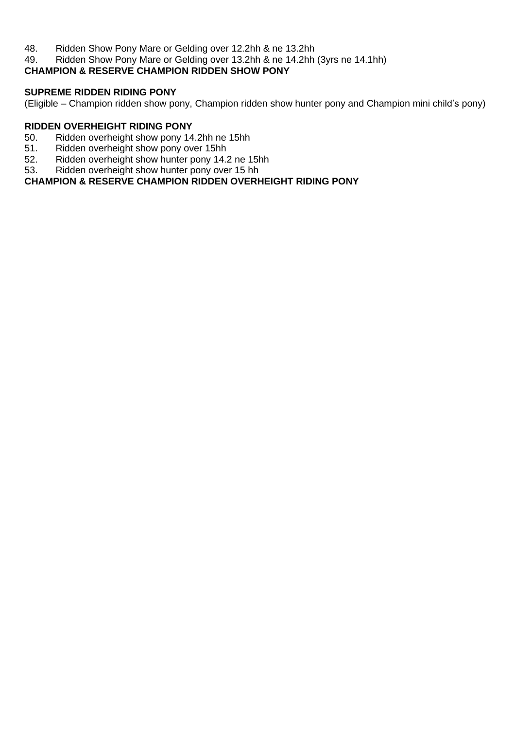48. Ridden Show Pony Mare or Gelding over 12.2hh & ne 13.2hh
49. Ridden Show Pony Mare or Gelding over 13.2hh & ne 14.2hh (3yrs ne 14.1hh)

**CHAMPION & RESERVE CHAMPION RIDDEN SHOW PONY**

**SUPREME RIDDEN RIDING PONY**

(Eligible – Champion ridden show pony, Champion ridden show hunter pony and Champion mini child's pony)

**RIDDEN OVERHEIGHT RIDING PONY**

50. Ridden overheight show pony 14.2hh ne 15hh
51. Ridden overheight show pony over 15hh
52. Ridden overheight show hunter pony 14.2 ne 15hh
53. Ridden overheight show hunter pony over 15 hh

**CHAMPION & RESERVE CHAMPION RIDDEN OVERHEIGHT RIDING PONY**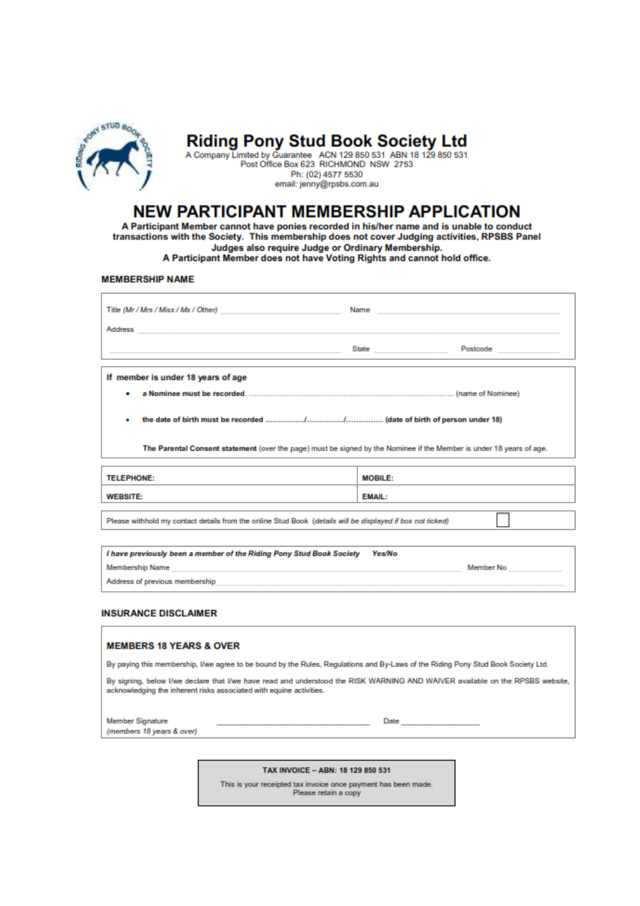# Riding Pony Stud Book Society Ltd

A Company Limited by Guarantee ACN 129 850 531 ABN 18 129 850 531
Post Office Box 623 RICHMOND NSW 2753
Ph: (02) 4577 5530
email: jenny@rpsbs.com.au

## NEW PARTICIPANT MEMBERSHIP APPLICATION

**A Participant Member cannot have ponies recorded in his/her name and is unable to conduct transactions with the Society. This membership does not cover Judging activities, RPSBS Panel Judges also require Judge or Ordinary Membership.**
**A Participant Member does not have Voting Rights and cannot hold office.**

### MEMBERSHIP NAME

Title *(Mr / Mrs / Miss / Ms / Other)* ______________________ Name ______________________

Address ____________________________________________

____________________________ State ______________ Postcode ______________

**If member is under 18 years of age**

- **a Nominee must be recorded** ........................................................ (name of Nominee)
- **the date of birth must be recorded** ............/............/............ **(date of birth of person under 18)**

**The Parental Consent statement** (over the page) must be signed by the Nominee if the Member is under 18 years of age.

| **TELEPHONE:** | **MOBILE:** |
|---|---|
| **WEBSITE:** | **EMAIL:** |

Please withhold my contact details from the online Stud Book *(details will be displayed if box not ticked)* ☐

***I have previously been a member of the Riding Pony Stud Book Society Yes/No***

Membership Name ____________________________ Member No ______________

Address of previous membership ____________________________________________

### INSURANCE DISCLAIMER

**MEMBERS 18 YEARS & OVER**

By paying this membership, I/we agree to be bound by the Rules, Regulations and By-Laws of the Riding Pony Stud Book Society Ltd.

By signing, below I/we declare that I/we have read and understood the RISK WARNING AND WAIVER available on the RPSBS website, acknowledging the inherent risks associated with equine activities.

Member Signature ______________________ Date ______________
*(members 18 years & over)*

**TAX INVOICE – ABN: 18 129 850 531**

This is your receipted tax invoice once payment has been made.
Please retain a copy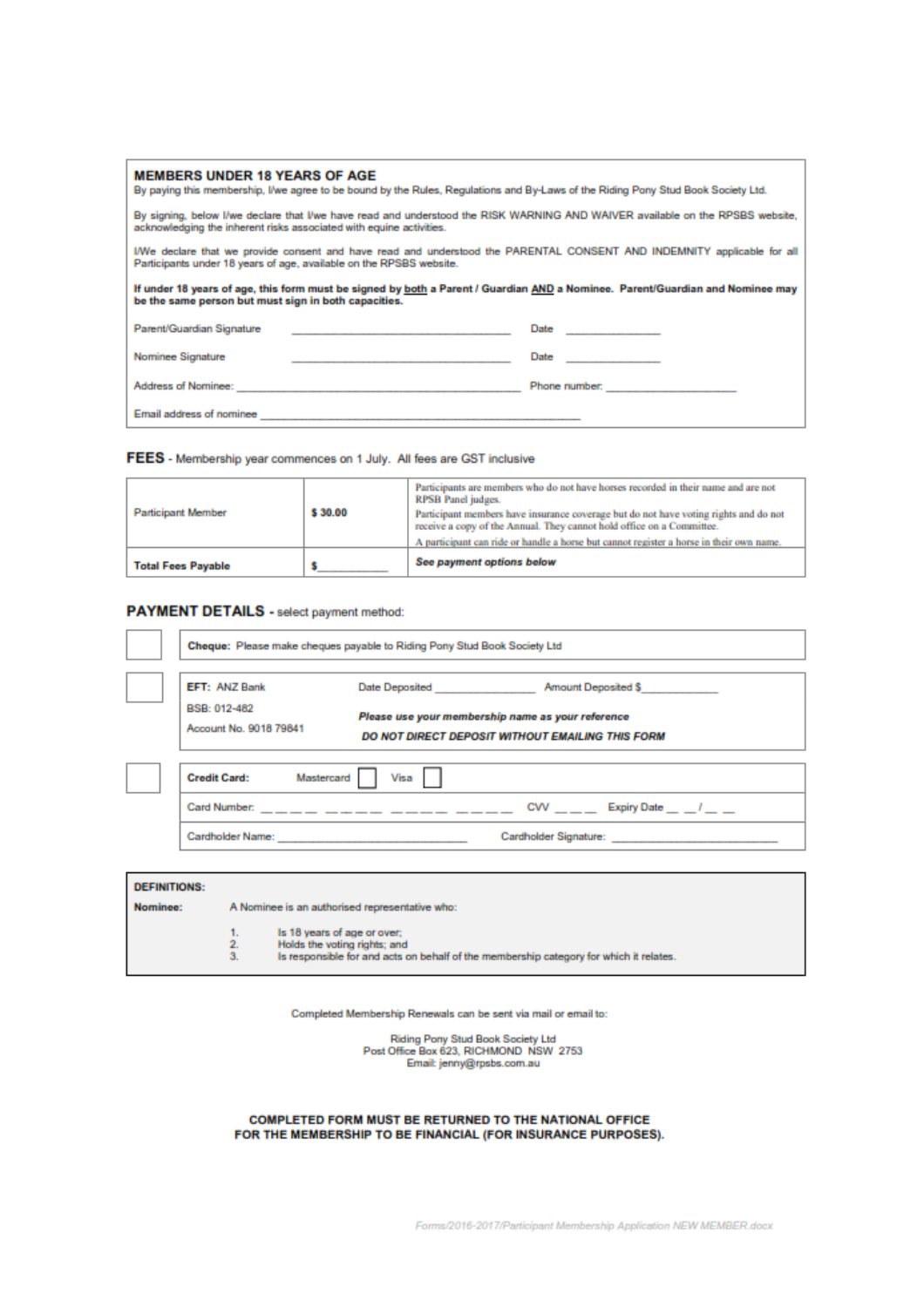## MEMBERS UNDER 18 YEARS OF AGE

By paying this membership, I/we agree to be bound by the Rules, Regulations and By-Laws of the Riding Pony Stud Book Society Ltd.

By signing, below I/we declare that I/we have read and understood the RISK WARNING AND WAIVER available on the RPSBS website, acknowledging the inherent risks associated with equine activities.

I/We declare that we provide consent and have read and understood the PARENTAL CONSENT AND INDEMNITY applicable for all Participants under 18 years of age, available on the RPSBS website.

**If under 18 years of age, this form must be signed by both a Parent / Guardian AND a Nominee. Parent/Guardian and Nominee may be the same person but must sign in both capacities.**

Parent/Guardian Signature ______________________________ Date ______________

Nominee Signature ______________________________ Date ______________

Address of Nominee: ______________________________________________ Phone number: ____________________

Email address of nominee ______________________________________________

## FEES - Membership year commences on 1 July. All fees are GST inclusive

| | | |
|---|---|---|
| Participant Member | $ 30.00 | Participants are members who do not have horses recorded in their name and are not RPSB Panel judges. Participant members have insurance coverage but do not have voting rights and do not receive a copy of the Annual. They cannot hold office on a Committee. A participant can ride or handle a horse but cannot register a horse in their own name. |
| **Total Fees Payable** | $__________ | ***See payment options below*** |

## PAYMENT DETAILS - select payment method:

☐ **Cheque:** Please make cheques payable to Riding Pony Stud Book Society Ltd

☐ **EFT:** ANZ Bank
BSB: 012-482
Account No. 9018 79841

Date Deposited ______________ Amount Deposited $____________

***Please use your membership name as your reference***

***DO NOT DIRECT DEPOSIT WITHOUT EMAILING THIS FORM***

☐ **Credit Card:** Mastercard ☐ Visa ☐

Card Number: __ __ __ __ __ __ __ __ __ __ __ __ __ __ __ __ CVV __ __ __ Expiry Date __ __ / __ __

Cardholder Name: ______________________________ Cardholder Signature: ______________________________

**DEFINITIONS:**

**Nominee:** A Nominee is an authorised representative who:

1. Is 18 years of age or over;
2. Holds the voting rights; and
3. Is responsible for and acts on behalf of the membership category for which it relates.

Completed Membership Renewals can be sent via mail or email to:

Riding Pony Stud Book Society Ltd
Post Office Box 623, RICHMOND NSW 2753
Email: jenny@rpsbs.com.au

**COMPLETED FORM MUST BE RETURNED TO THE NATIONAL OFFICE FOR THE MEMBERSHIP TO BE FINANCIAL (FOR INSURANCE PURPOSES).**